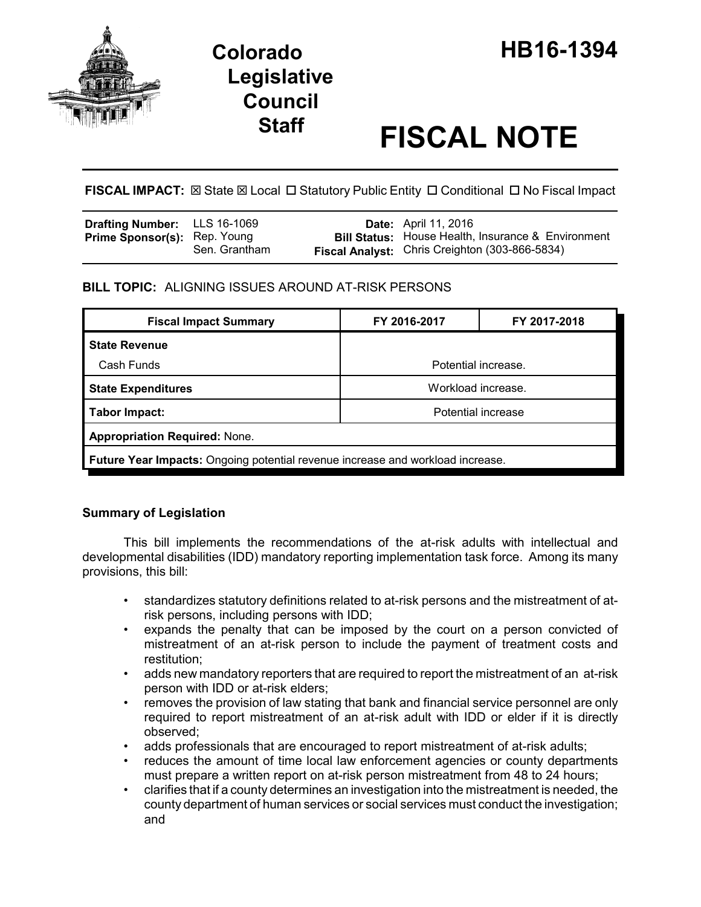# Colorado Legislative Council Staff

# HB16-1394

# FISCAL NOTE

**FISCAL IMPACT:** ☒ State ☒ Local ☐ Statutory Public Entity ☐ Conditional ☐ No Fiscal Impact

| | | | |
|---|---|---|---|
| **Drafting Number:** | LLS 16-1069 | **Date:** | April 11, 2016 |
| **Prime Sponsor(s):** | Rep. Young<br>Sen. Grantham | **Bill Status:** | House Health, Insurance & Environment |
| | | **Fiscal Analyst:** | Chris Creighton (303-866-5834) |

**BILL TOPIC:** ALIGNING ISSUES AROUND AT-RISK PERSONS

| Fiscal Impact Summary | FY 2016-2017 | FY 2017-2018 |
|---|---|---|
| **State Revenue** | | |
| Cash Funds | Potential increase. | |
| **State Expenditures** | Workload increase. | |
| **Tabor Impact:** | Potential increase | |
| **Appropriation Required:** None. | | |
| **Future Year Impacts:** Ongoing potential revenue increase and workload increase. | | |

## Summary of Legislation

This bill implements the recommendations of the at-risk adults with intellectual and developmental disabilities (IDD) mandatory reporting implementation task force. Among its many provisions, this bill:

- standardizes statutory definitions related to at-risk persons and the mistreatment of at-risk persons, including persons with IDD;
- expands the penalty that can be imposed by the court on a person convicted of mistreatment of an at-risk person to include the payment of treatment costs and restitution;
- adds new mandatory reporters that are required to report the mistreatment of an at-risk person with IDD or at-risk elders;
- removes the provision of law stating that bank and financial service personnel are only required to report mistreatment of an at-risk adult with IDD or elder if it is directly observed;
- adds professionals that are encouraged to report mistreatment of at-risk adults;
- reduces the amount of time local law enforcement agencies or county departments must prepare a written report on at-risk person mistreatment from 48 to 24 hours;
- clarifies that if a county determines an investigation into the mistreatment is needed, the county department of human services or social services must conduct the investigation; and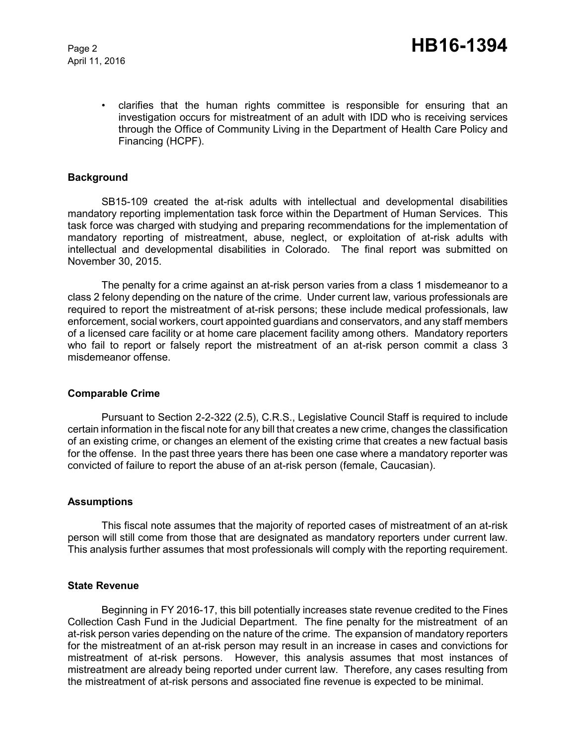- clarifies that the human rights committee is responsible for ensuring that an investigation occurs for mistreatment of an adult with IDD who is receiving services through the Office of Community Living in the Department of Health Care Policy and Financing (HCPF).

## Background

SB15-109 created the at-risk adults with intellectual and developmental disabilities mandatory reporting implementation task force within the Department of Human Services. This task force was charged with studying and preparing recommendations for the implementation of mandatory reporting of mistreatment, abuse, neglect, or exploitation of at-risk adults with intellectual and developmental disabilities in Colorado. The final report was submitted on November 30, 2015.

The penalty for a crime against an at-risk person varies from a class 1 misdemeanor to a class 2 felony depending on the nature of the crime. Under current law, various professionals are required to report the mistreatment of at-risk persons; these include medical professionals, law enforcement, social workers, court appointed guardians and conservators, and any staff members of a licensed care facility or at home care placement facility among others. Mandatory reporters who fail to report or falsely report the mistreatment of an at-risk person commit a class 3 misdemeanor offense.

## Comparable Crime

Pursuant to Section 2-2-322 (2.5), C.R.S., Legislative Council Staff is required to include certain information in the fiscal note for any bill that creates a new crime, changes the classification of an existing crime, or changes an element of the existing crime that creates a new factual basis for the offense. In the past three years there has been one case where a mandatory reporter was convicted of failure to report the abuse of an at-risk person (female, Caucasian).

## Assumptions

This fiscal note assumes that the majority of reported cases of mistreatment of an at-risk person will still come from those that are designated as mandatory reporters under current law. This analysis further assumes that most professionals will comply with the reporting requirement.

## State Revenue

Beginning in FY 2016-17, this bill potentially increases state revenue credited to the Fines Collection Cash Fund in the Judicial Department. The fine penalty for the mistreatment of an at-risk person varies depending on the nature of the crime. The expansion of mandatory reporters for the mistreatment of an at-risk person may result in an increase in cases and convictions for mistreatment of at-risk persons. However, this analysis assumes that most instances of mistreatment are already being reported under current law. Therefore, any cases resulting from the mistreatment of at-risk persons and associated fine revenue is expected to be minimal.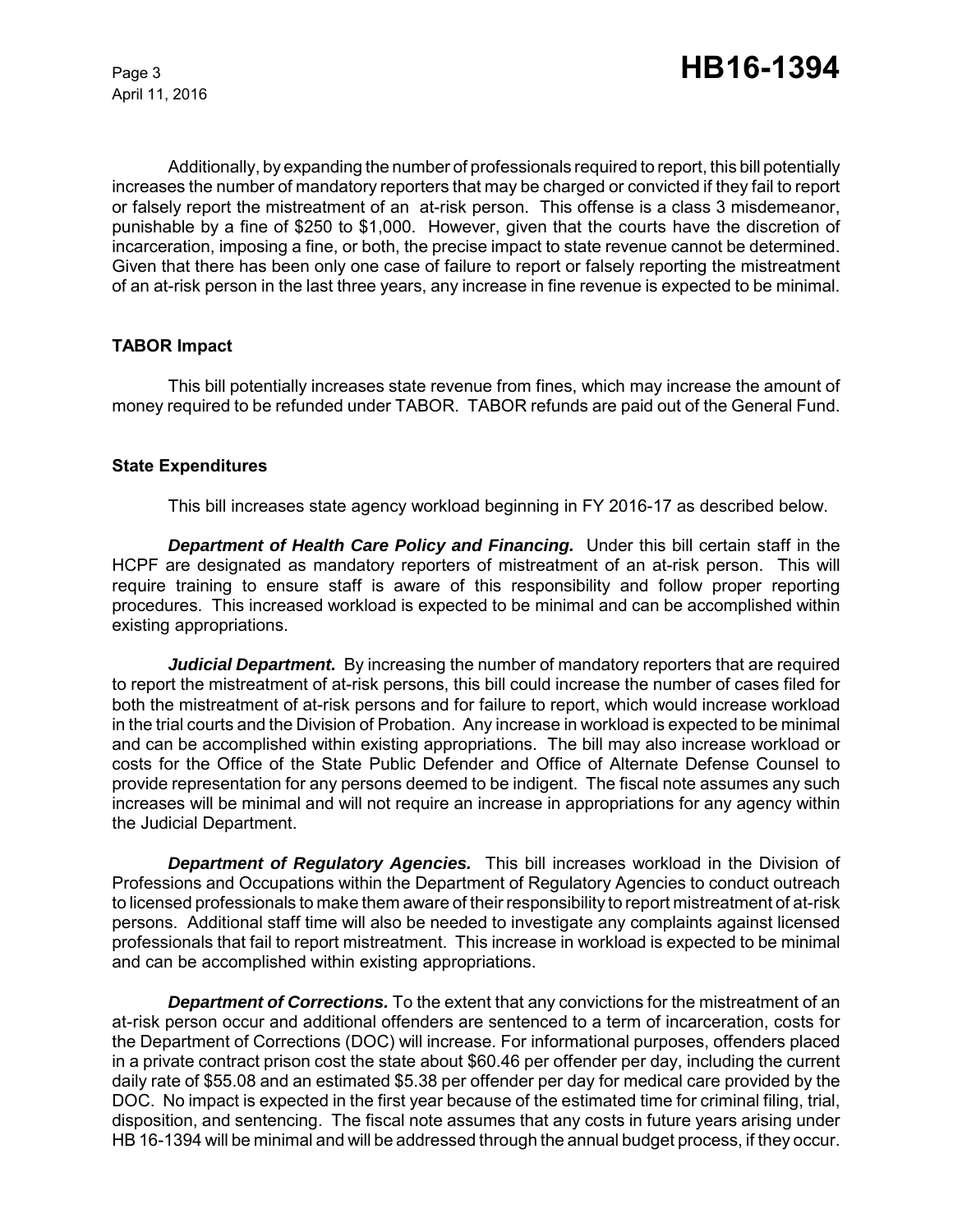Additionally, by expanding the number of professionals required to report, this bill potentially increases the number of mandatory reporters that may be charged or convicted if they fail to report or falsely report the mistreatment of an at-risk person. This offense is a class 3 misdemeanor, punishable by a fine of $250 to $1,000. However, given that the courts have the discretion of incarceration, imposing a fine, or both, the precise impact to state revenue cannot be determined. Given that there has been only one case of failure to report or falsely reporting the mistreatment of an at-risk person in the last three years, any increase in fine revenue is expected to be minimal.

## TABOR Impact

This bill potentially increases state revenue from fines, which may increase the amount of money required to be refunded under TABOR. TABOR refunds are paid out of the General Fund.

## State Expenditures

This bill increases state agency workload beginning in FY 2016-17 as described below.

***Department of Health Care Policy and Financing.*** Under this bill certain staff in the HCPF are designated as mandatory reporters of mistreatment of an at-risk person. This will require training to ensure staff is aware of this responsibility and follow proper reporting procedures. This increased workload is expected to be minimal and can be accomplished within existing appropriations.

***Judicial Department.*** By increasing the number of mandatory reporters that are required to report the mistreatment of at-risk persons, this bill could increase the number of cases filed for both the mistreatment of at-risk persons and for failure to report, which would increase workload in the trial courts and the Division of Probation. Any increase in workload is expected to be minimal and can be accomplished within existing appropriations. The bill may also increase workload or costs for the Office of the State Public Defender and Office of Alternate Defense Counsel to provide representation for any persons deemed to be indigent. The fiscal note assumes any such increases will be minimal and will not require an increase in appropriations for any agency within the Judicial Department.

***Department of Regulatory Agencies.*** This bill increases workload in the Division of Professions and Occupations within the Department of Regulatory Agencies to conduct outreach to licensed professionals to make them aware of their responsibility to report mistreatment of at-risk persons. Additional staff time will also be needed to investigate any complaints against licensed professionals that fail to report mistreatment. This increase in workload is expected to be minimal and can be accomplished within existing appropriations.

***Department of Corrections.*** To the extent that any convictions for the mistreatment of an at-risk person occur and additional offenders are sentenced to a term of incarceration, costs for the Department of Corrections (DOC) will increase. For informational purposes, offenders placed in a private contract prison cost the state about $60.46 per offender per day, including the current daily rate of $55.08 and an estimated $5.38 per offender per day for medical care provided by the DOC. No impact is expected in the first year because of the estimated time for criminal filing, trial, disposition, and sentencing. The fiscal note assumes that any costs in future years arising under HB 16-1394 will be minimal and will be addressed through the annual budget process, if they occur.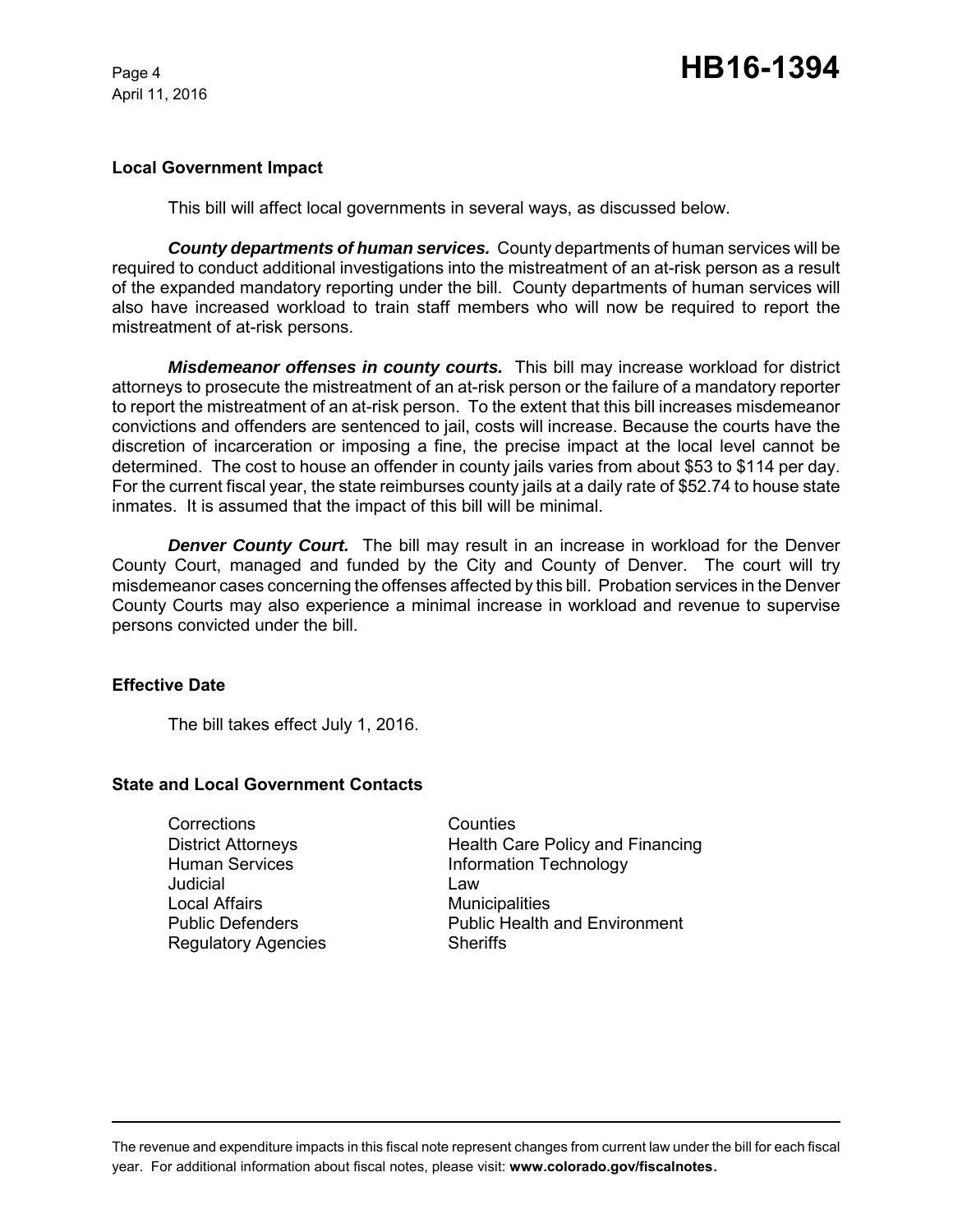### Local Government Impact

This bill will affect local governments in several ways, as discussed below.

***County departments of human services.*** County departments of human services will be required to conduct additional investigations into the mistreatment of an at-risk person as a result of the expanded mandatory reporting under the bill. County departments of human services will also have increased workload to train staff members who will now be required to report the mistreatment of at-risk persons.

***Misdemeanor offenses in county courts.*** This bill may increase workload for district attorneys to prosecute the mistreatment of an at-risk person or the failure of a mandatory reporter to report the mistreatment of an at-risk person. To the extent that this bill increases misdemeanor convictions and offenders are sentenced to jail, costs will increase. Because the courts have the discretion of incarceration or imposing a fine, the precise impact at the local level cannot be determined. The cost to house an offender in county jails varies from about $53 to $114 per day. For the current fiscal year, the state reimburses county jails at a daily rate of $52.74 to house state inmates. It is assumed that the impact of this bill will be minimal.

***Denver County Court.*** The bill may result in an increase in workload for the Denver County Court, managed and funded by the City and County of Denver. The court will try misdemeanor cases concerning the offenses affected by this bill. Probation services in the Denver County Courts may also experience a minimal increase in workload and revenue to supervise persons convicted under the bill.

### Effective Date

The bill takes effect July 1, 2016.

### State and Local Government Contacts

Corrections
District Attorneys
Human Services
Judicial
Local Affairs
Public Defenders
Regulatory Agencies
Counties
Health Care Policy and Financing
Information Technology
Law
Municipalities
Public Health and Environment
Sheriffs

The revenue and expenditure impacts in this fiscal note represent changes from current law under the bill for each fiscal year. For additional information about fiscal notes, please visit: **www.colorado.gov/fiscalnotes.**